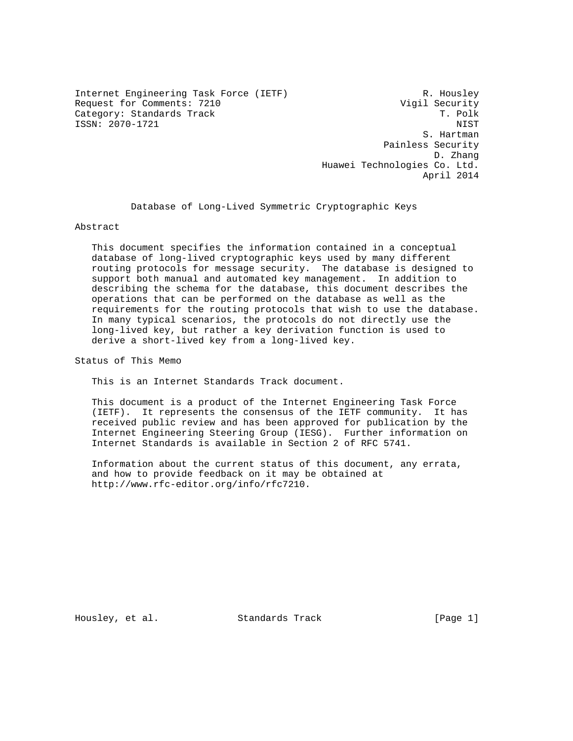Internet Engineering Task Force (IETF)  
Request for Comments: 7210  
Category: Standards Track  
ISSN: 2070-1721

R. Housley  
Vigil Security  
T. Polk  
NIST  
S. Hartman  
Painless Security  
D. Zhang  
Huawei Technologies Co. Ltd.  
April 2014

# Database of Long-Lived Symmetric Cryptographic Keys

## Abstract

This document specifies the information contained in a conceptual database of long-lived cryptographic keys used by many different routing protocols for message security. The database is designed to support both manual and automated key management. In addition to describing the schema for the database, this document describes the operations that can be performed on the database as well as the requirements for the routing protocols that wish to use the database. In many typical scenarios, the protocols do not directly use the long-lived key, but rather a key derivation function is used to derive a short-lived key from a long-lived key.

## Status of This Memo

This is an Internet Standards Track document.

This document is a product of the Internet Engineering Task Force (IETF). It represents the consensus of the IETF community. It has received public review and has been approved for publication by the Internet Engineering Steering Group (IESG). Further information on Internet Standards is available in Section 2 of RFC 5741.

Information about the current status of this document, any errata, and how to provide feedback on it may be obtained at http://www.rfc-editor.org/info/rfc7210.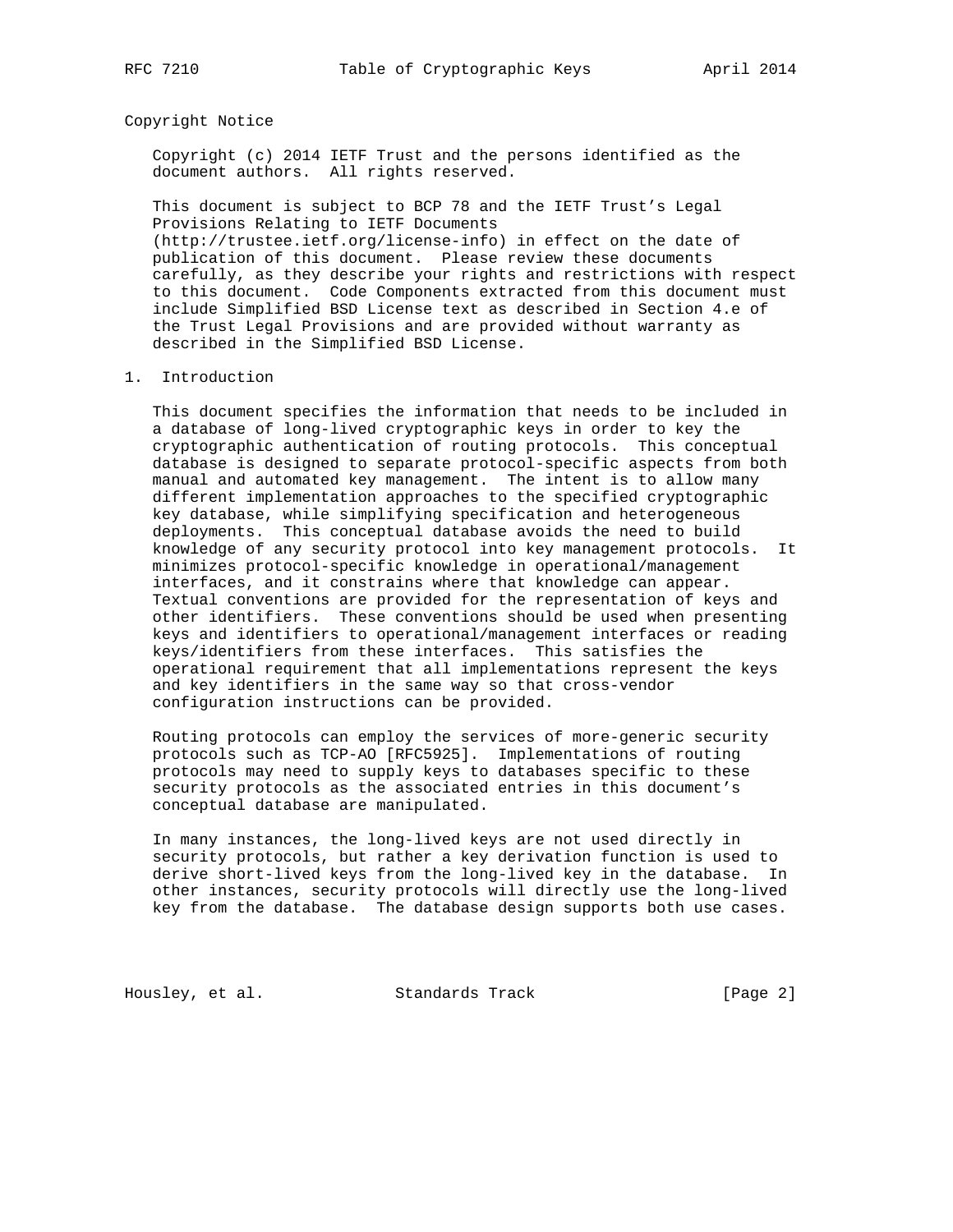## Copyright Notice

Copyright (c) 2014 IETF Trust and the persons identified as the document authors. All rights reserved.

This document is subject to BCP 78 and the IETF Trust's Legal Provisions Relating to IETF Documents (http://trustee.ietf.org/license-info) in effect on the date of publication of this document. Please review these documents carefully, as they describe your rights and restrictions with respect to this document. Code Components extracted from this document must include Simplified BSD License text as described in Section 4.e of the Trust Legal Provisions and are provided without warranty as described in the Simplified BSD License.

## 1. Introduction

This document specifies the information that needs to be included in a database of long-lived cryptographic keys in order to key the cryptographic authentication of routing protocols. This conceptual database is designed to separate protocol-specific aspects from both manual and automated key management. The intent is to allow many different implementation approaches to the specified cryptographic key database, while simplifying specification and heterogeneous deployments. This conceptual database avoids the need to build knowledge of any security protocol into key management protocols. It minimizes protocol-specific knowledge in operational/management interfaces, and it constrains where that knowledge can appear. Textual conventions are provided for the representation of keys and other identifiers. These conventions should be used when presenting keys and identifiers to operational/management interfaces or reading keys/identifiers from these interfaces. This satisfies the operational requirement that all implementations represent the keys and key identifiers in the same way so that cross-vendor configuration instructions can be provided.

Routing protocols can employ the services of more-generic security protocols such as TCP-AO [RFC5925]. Implementations of routing protocols may need to supply keys to databases specific to these security protocols as the associated entries in this document's conceptual database are manipulated.

In many instances, the long-lived keys are not used directly in security protocols, but rather a key derivation function is used to derive short-lived keys from the long-lived key in the database. In other instances, security protocols will directly use the long-lived key from the database. The database design supports both use cases.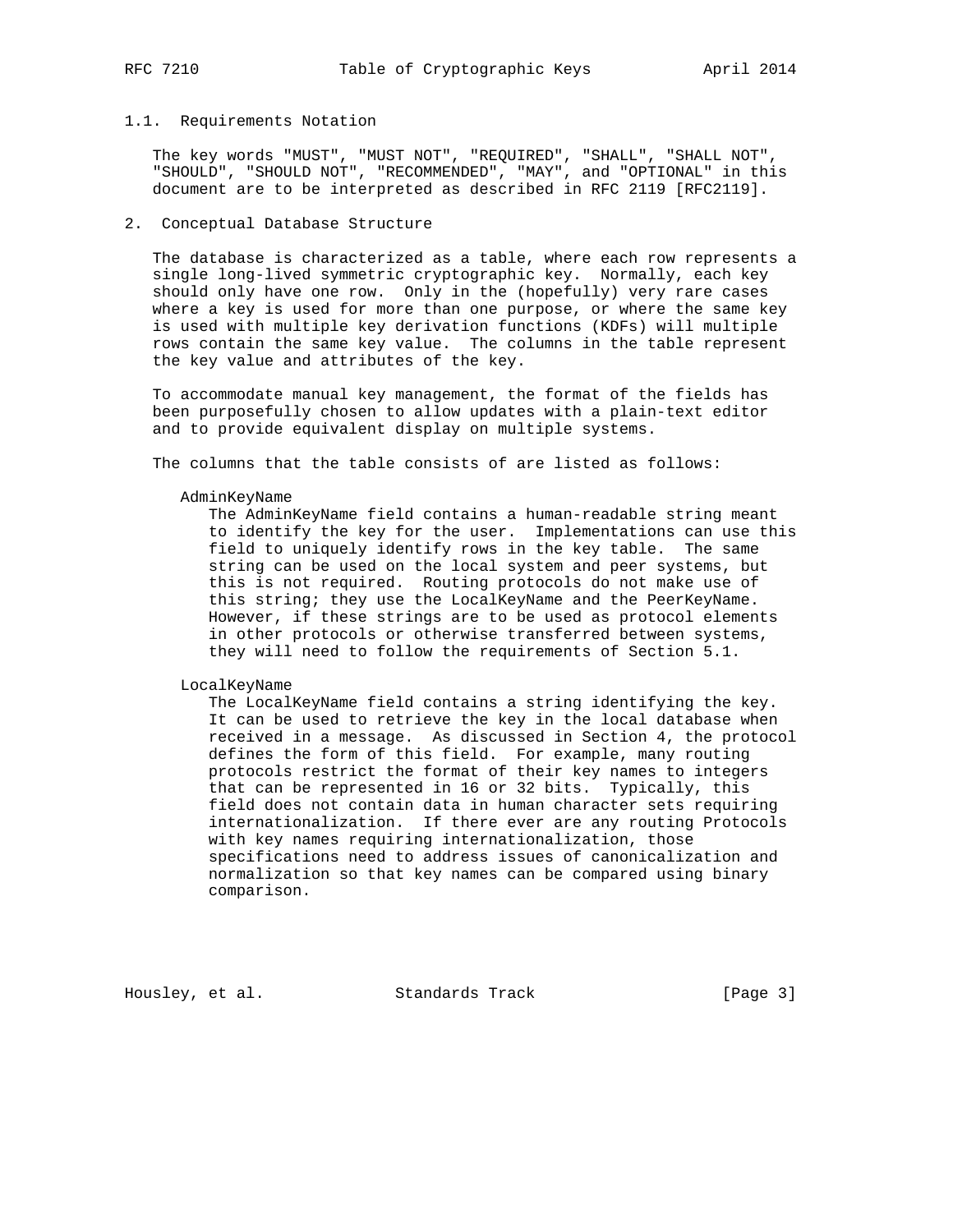### 1.1. Requirements Notation

The key words "MUST", "MUST NOT", "REQUIRED", "SHALL", "SHALL NOT", "SHOULD", "SHOULD NOT", "RECOMMENDED", "MAY", and "OPTIONAL" in this document are to be interpreted as described in RFC 2119 [RFC2119].

## 2. Conceptual Database Structure

The database is characterized as a table, where each row represents a single long-lived symmetric cryptographic key. Normally, each key should only have one row. Only in the (hopefully) very rare cases where a key is used for more than one purpose, or where the same key is used with multiple key derivation functions (KDFs) will multiple rows contain the same key value. The columns in the table represent the key value and attributes of the key.

To accommodate manual key management, the format of the fields has been purposefully chosen to allow updates with a plain-text editor and to provide equivalent display on multiple systems.

The columns that the table consists of are listed as follows:

AdminKeyName
: The AdminKeyName field contains a human-readable string meant to identify the key for the user. Implementations can use this field to uniquely identify rows in the key table. The same string can be used on the local system and peer systems, but this is not required. Routing protocols do not make use of this string; they use the LocalKeyName and the PeerKeyName. However, if these strings are to be used as protocol elements in other protocols or otherwise transferred between systems, they will need to follow the requirements of Section 5.1.

LocalKeyName
: The LocalKeyName field contains a string identifying the key. It can be used to retrieve the key in the local database when received in a message. As discussed in Section 4, the protocol defines the form of this field. For example, many routing protocols restrict the format of their key names to integers that can be represented in 16 or 32 bits. Typically, this field does not contain data in human character sets requiring internationalization. If there ever are any routing Protocols with key names requiring internationalization, those specifications need to address issues of canonicalization and normalization so that key names can be compared using binary comparison.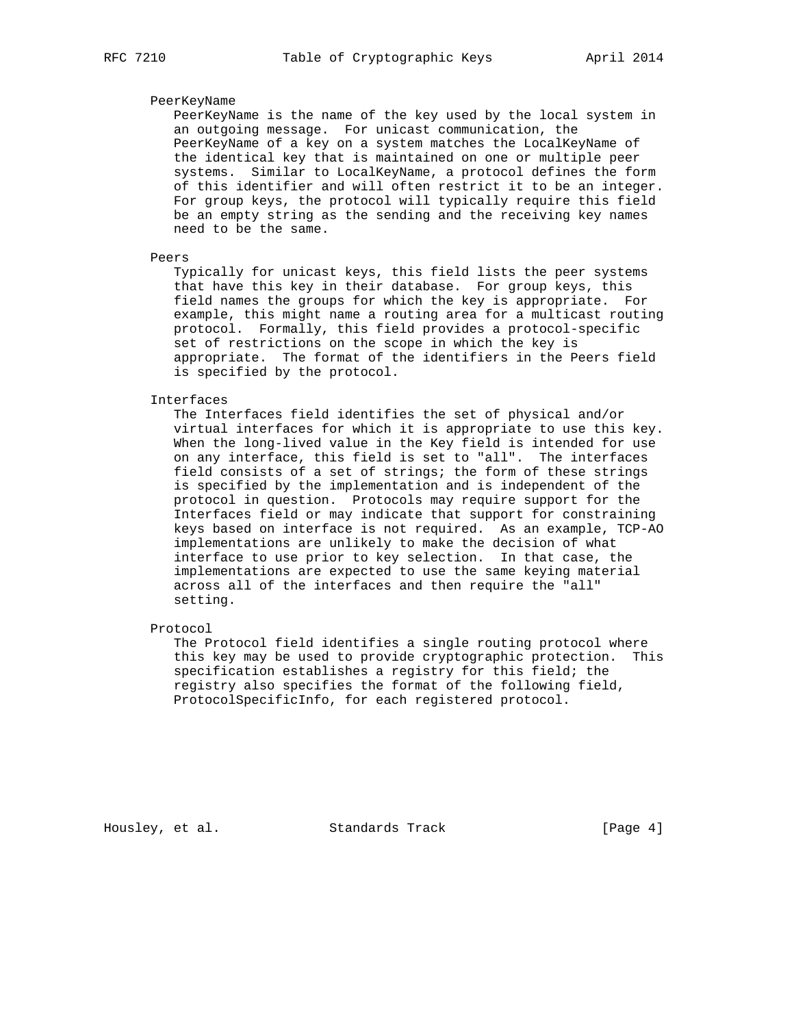PeerKeyName

PeerKeyName is the name of the key used by the local system in an outgoing message. For unicast communication, the PeerKeyName of a key on a system matches the LocalKeyName of the identical key that is maintained on one or multiple peer systems. Similar to LocalKeyName, a protocol defines the form of this identifier and will often restrict it to be an integer. For group keys, the protocol will typically require this field be an empty string as the sending and the receiving key names need to be the same.

Peers

Typically for unicast keys, this field lists the peer systems that have this key in their database. For group keys, this field names the groups for which the key is appropriate. For example, this might name a routing area for a multicast routing protocol. Formally, this field provides a protocol-specific set of restrictions on the scope in which the key is appropriate. The format of the identifiers in the Peers field is specified by the protocol.

Interfaces

The Interfaces field identifies the set of physical and/or virtual interfaces for which it is appropriate to use this key. When the long-lived value in the Key field is intended for use on any interface, this field is set to "all". The interfaces field consists of a set of strings; the form of these strings is specified by the implementation and is independent of the protocol in question. Protocols may require support for the Interfaces field or may indicate that support for constraining keys based on interface is not required. As an example, TCP-AO implementations are unlikely to make the decision of what interface to use prior to key selection. In that case, the implementations are expected to use the same keying material across all of the interfaces and then require the "all" setting.

Protocol

The Protocol field identifies a single routing protocol where this key may be used to provide cryptographic protection. This specification establishes a registry for this field; the registry also specifies the format of the following field, ProtocolSpecificInfo, for each registered protocol.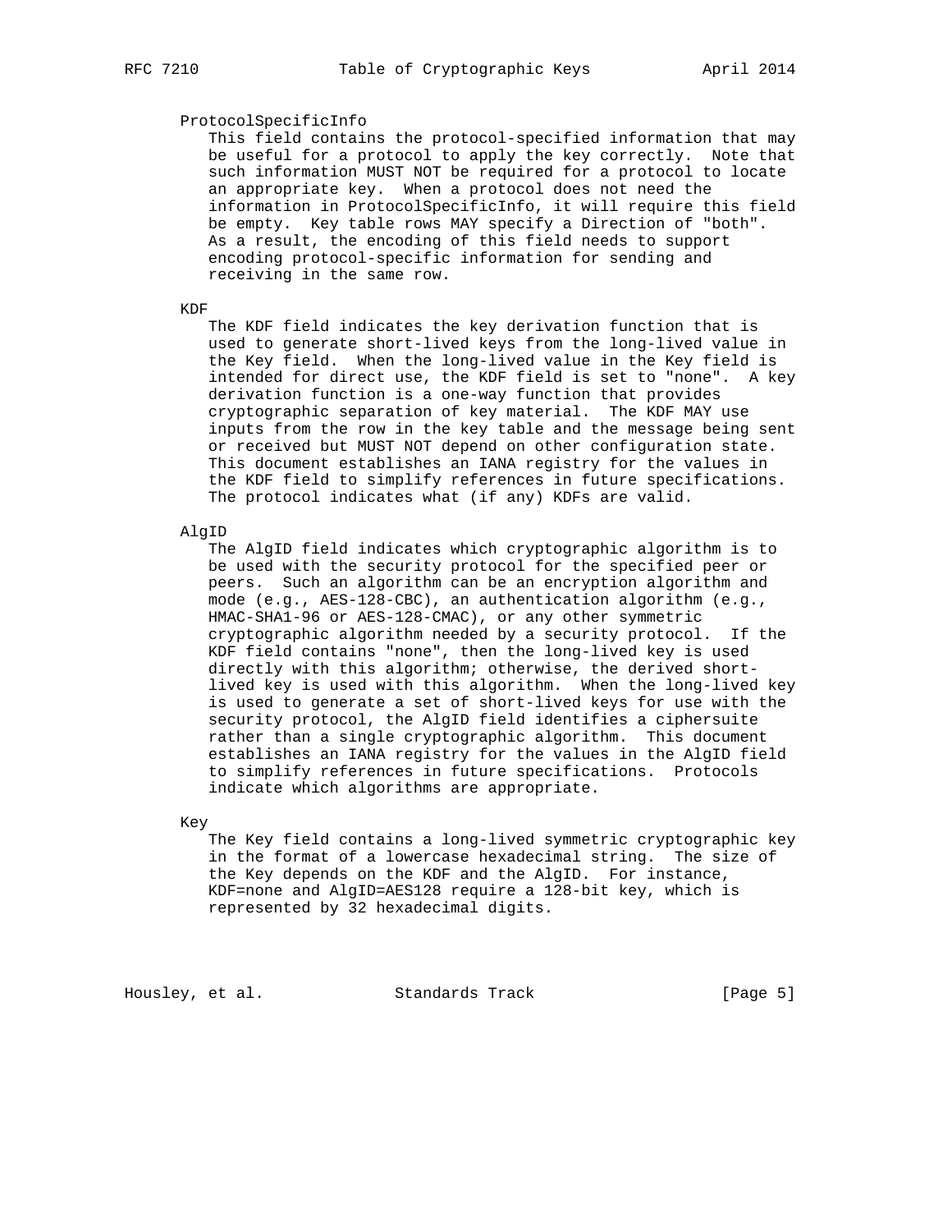ProtocolSpecificInfo

This field contains the protocol-specified information that may be useful for a protocol to apply the key correctly. Note that such information MUST NOT be required for a protocol to locate an appropriate key. When a protocol does not need the information in ProtocolSpecificInfo, it will require this field be empty. Key table rows MAY specify a Direction of "both". As a result, the encoding of this field needs to support encoding protocol-specific information for sending and receiving in the same row.

KDF

The KDF field indicates the key derivation function that is used to generate short-lived keys from the long-lived value in the Key field. When the long-lived value in the Key field is intended for direct use, the KDF field is set to "none". A key derivation function is a one-way function that provides cryptographic separation of key material. The KDF MAY use inputs from the row in the key table and the message being sent or received but MUST NOT depend on other configuration state. This document establishes an IANA registry for the values in the KDF field to simplify references in future specifications. The protocol indicates what (if any) KDFs are valid.

AlgID

The AlgID field indicates which cryptographic algorithm is to be used with the security protocol for the specified peer or peers. Such an algorithm can be an encryption algorithm and mode (e.g., AES-128-CBC), an authentication algorithm (e.g., HMAC-SHA1-96 or AES-128-CMAC), or any other symmetric cryptographic algorithm needed by a security protocol. If the KDF field contains "none", then the long-lived key is used directly with this algorithm; otherwise, the derived short-lived key is used with this algorithm. When the long-lived key is used to generate a set of short-lived keys for use with the security protocol, the AlgID field identifies a ciphersuite rather than a single cryptographic algorithm. This document establishes an IANA registry for the values in the AlgID field to simplify references in future specifications. Protocols indicate which algorithms are appropriate.

Key

The Key field contains a long-lived symmetric cryptographic key in the format of a lowercase hexadecimal string. The size of the Key depends on the KDF and the AlgID. For instance, KDF=none and AlgID=AES128 require a 128-bit key, which is represented by 32 hexadecimal digits.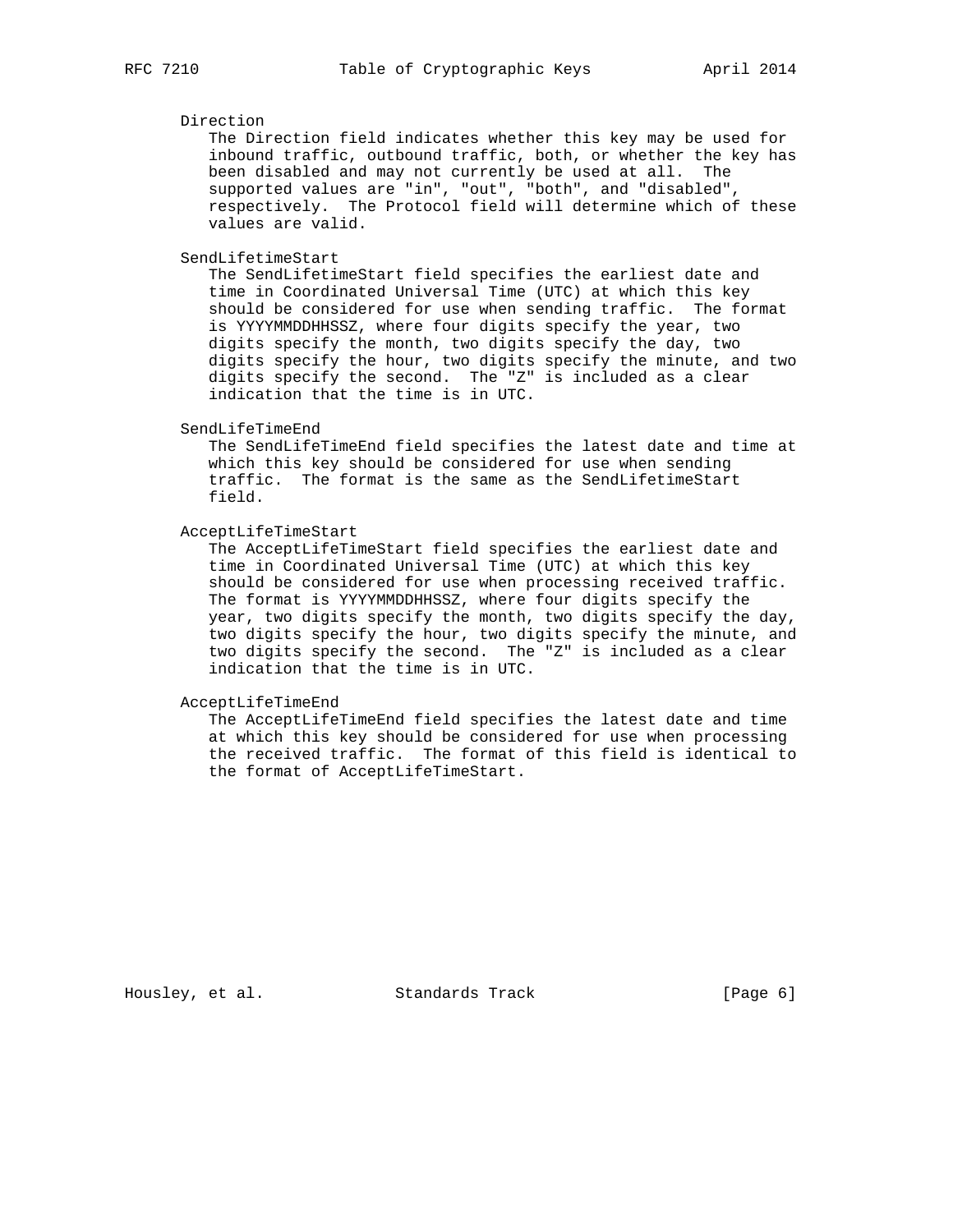Direction

The Direction field indicates whether this key may be used for inbound traffic, outbound traffic, both, or whether the key has been disabled and may not currently be used at all. The supported values are "in", "out", "both", and "disabled", respectively. The Protocol field will determine which of these values are valid.

SendLifetimeStart

The SendLifetimeStart field specifies the earliest date and time in Coordinated Universal Time (UTC) at which this key should be considered for use when sending traffic. The format is YYYYMMDDHHSSZ, where four digits specify the year, two digits specify the month, two digits specify the day, two digits specify the hour, two digits specify the minute, and two digits specify the second. The "Z" is included as a clear indication that the time is in UTC.

SendLifeTimeEnd

The SendLifeTimeEnd field specifies the latest date and time at which this key should be considered for use when sending traffic. The format is the same as the SendLifetimeStart field.

AcceptLifeTimeStart

The AcceptLifeTimeStart field specifies the earliest date and time in Coordinated Universal Time (UTC) at which this key should be considered for use when processing received traffic. The format is YYYYMMDDHHSSZ, where four digits specify the year, two digits specify the month, two digits specify the day, two digits specify the hour, two digits specify the minute, and two digits specify the second. The "Z" is included as a clear indication that the time is in UTC.

AcceptLifeTimeEnd

The AcceptLifeTimeEnd field specifies the latest date and time at which this key should be considered for use when processing the received traffic. The format of this field is identical to the format of AcceptLifeTimeStart.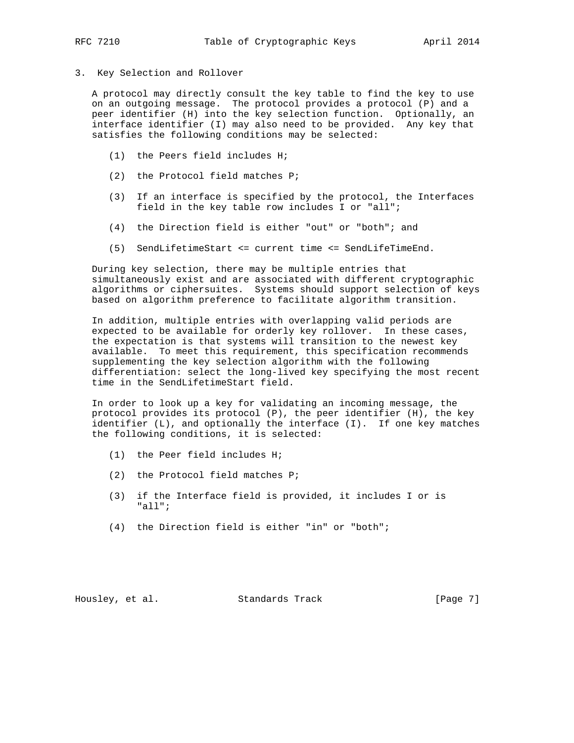## 3. Key Selection and Rollover

A protocol may directly consult the key table to find the key to use on an outgoing message. The protocol provides a protocol (P) and a peer identifier (H) into the key selection function. Optionally, an interface identifier (I) may also need to be provided. Any key that satisfies the following conditions may be selected:

(1) the Peers field includes H;

(2) the Protocol field matches P;

(3) If an interface is specified by the protocol, the Interfaces field in the key table row includes I or "all";

(4) the Direction field is either "out" or "both"; and

(5) SendLifetimeStart <= current time <= SendLifeTimeEnd.

During key selection, there may be multiple entries that simultaneously exist and are associated with different cryptographic algorithms or ciphersuites. Systems should support selection of keys based on algorithm preference to facilitate algorithm transition.

In addition, multiple entries with overlapping valid periods are expected to be available for orderly key rollover. In these cases, the expectation is that systems will transition to the newest key available. To meet this requirement, this specification recommends supplementing the key selection algorithm with the following differentiation: select the long-lived key specifying the most recent time in the SendLifetimeStart field.

In order to look up a key for validating an incoming message, the protocol provides its protocol (P), the peer identifier (H), the key identifier (L), and optionally the interface (I). If one key matches the following conditions, it is selected:

(1) the Peer field includes H;

(2) the Protocol field matches P;

(3) if the Interface field is provided, it includes I or is "all";

(4) the Direction field is either "in" or "both";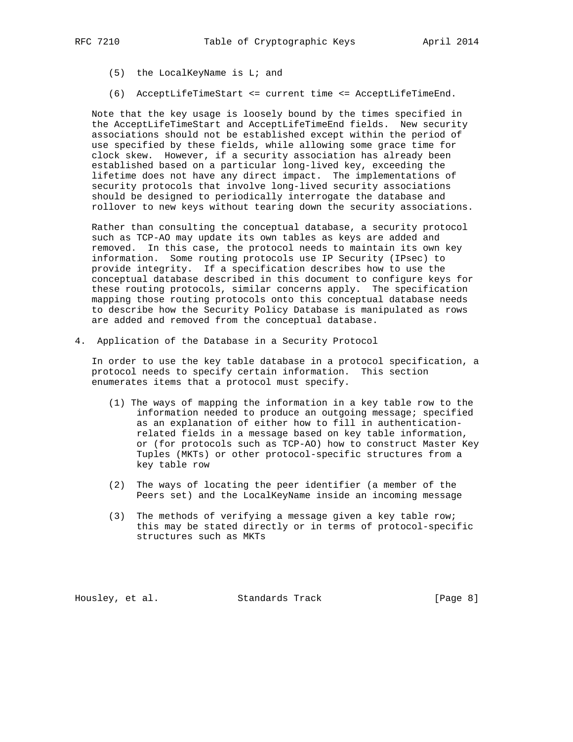(5) the LocalKeyName is L; and

(6) AcceptLifeTimeStart <= current time <= AcceptLifeTimeEnd.

Note that the key usage is loosely bound by the times specified in the AcceptLifeTimeStart and AcceptLifeTimeEnd fields. New security associations should not be established except within the period of use specified by these fields, while allowing some grace time for clock skew. However, if a security association has already been established based on a particular long-lived key, exceeding the lifetime does not have any direct impact. The implementations of security protocols that involve long-lived security associations should be designed to periodically interrogate the database and rollover to new keys without tearing down the security associations.

Rather than consulting the conceptual database, a security protocol such as TCP-AO may update its own tables as keys are added and removed. In this case, the protocol needs to maintain its own key information. Some routing protocols use IP Security (IPsec) to provide integrity. If a specification describes how to use the conceptual database described in this document to configure keys for these routing protocols, similar concerns apply. The specification mapping those routing protocols onto this conceptual database needs to describe how the Security Policy Database is manipulated as rows are added and removed from the conceptual database.

## 4. Application of the Database in a Security Protocol

In order to use the key table database in a protocol specification, a protocol needs to specify certain information. This section enumerates items that a protocol must specify.

(1) The ways of mapping the information in a key table row to the information needed to produce an outgoing message; specified as an explanation of either how to fill in authentication-related fields in a message based on key table information, or (for protocols such as TCP-AO) how to construct Master Key Tuples (MKTs) or other protocol-specific structures from a key table row

(2) The ways of locating the peer identifier (a member of the Peers set) and the LocalKeyName inside an incoming message

(3) The methods of verifying a message given a key table row; this may be stated directly or in terms of protocol-specific structures such as MKTs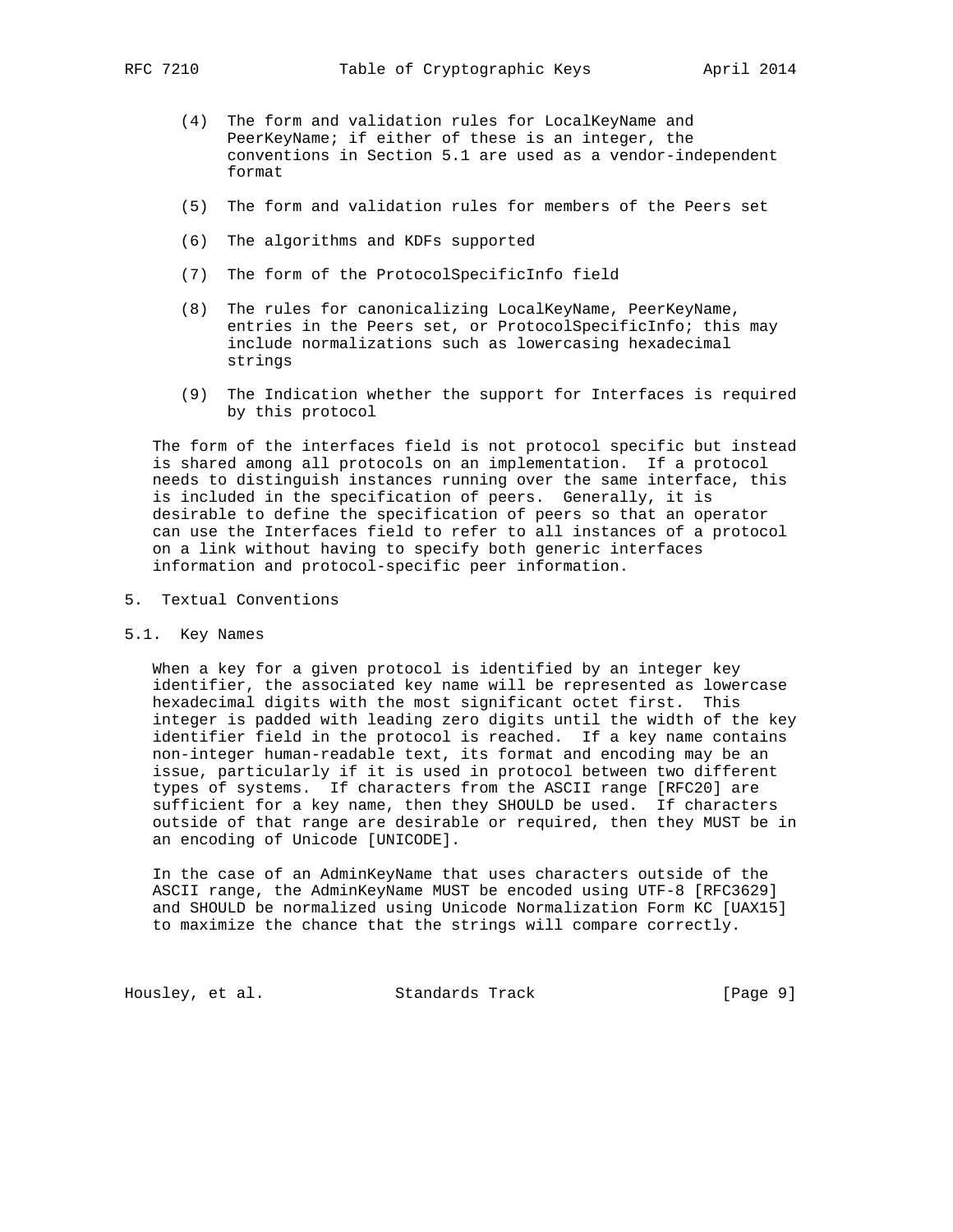(4) The form and validation rules for LocalKeyName and PeerKeyName; if either of these is an integer, the conventions in Section 5.1 are used as a vendor-independent format

(5) The form and validation rules for members of the Peers set

(6) The algorithms and KDFs supported

(7) The form of the ProtocolSpecificInfo field

(8) The rules for canonicalizing LocalKeyName, PeerKeyName, entries in the Peers set, or ProtocolSpecificInfo; this may include normalizations such as lowercasing hexadecimal strings

(9) The Indication whether the support for Interfaces is required by this protocol

The form of the interfaces field is not protocol specific but instead is shared among all protocols on an implementation. If a protocol needs to distinguish instances running over the same interface, this is included in the specification of peers. Generally, it is desirable to define the specification of peers so that an operator can use the Interfaces field to refer to all instances of a protocol on a link without having to specify both generic interfaces information and protocol-specific peer information.

# 5. Textual Conventions

## 5.1. Key Names

When a key for a given protocol is identified by an integer key identifier, the associated key name will be represented as lowercase hexadecimal digits with the most significant octet first. This integer is padded with leading zero digits until the width of the key identifier field in the protocol is reached. If a key name contains non-integer human-readable text, its format and encoding may be an issue, particularly if it is used in protocol between two different types of systems. If characters from the ASCII range [RFC20] are sufficient for a key name, then they SHOULD be used. If characters outside of that range are desirable or required, then they MUST be in an encoding of Unicode [UNICODE].

In the case of an AdminKeyName that uses characters outside of the ASCII range, the AdminKeyName MUST be encoded using UTF-8 [RFC3629] and SHOULD be normalized using Unicode Normalization Form KC [UAX15] to maximize the chance that the strings will compare correctly.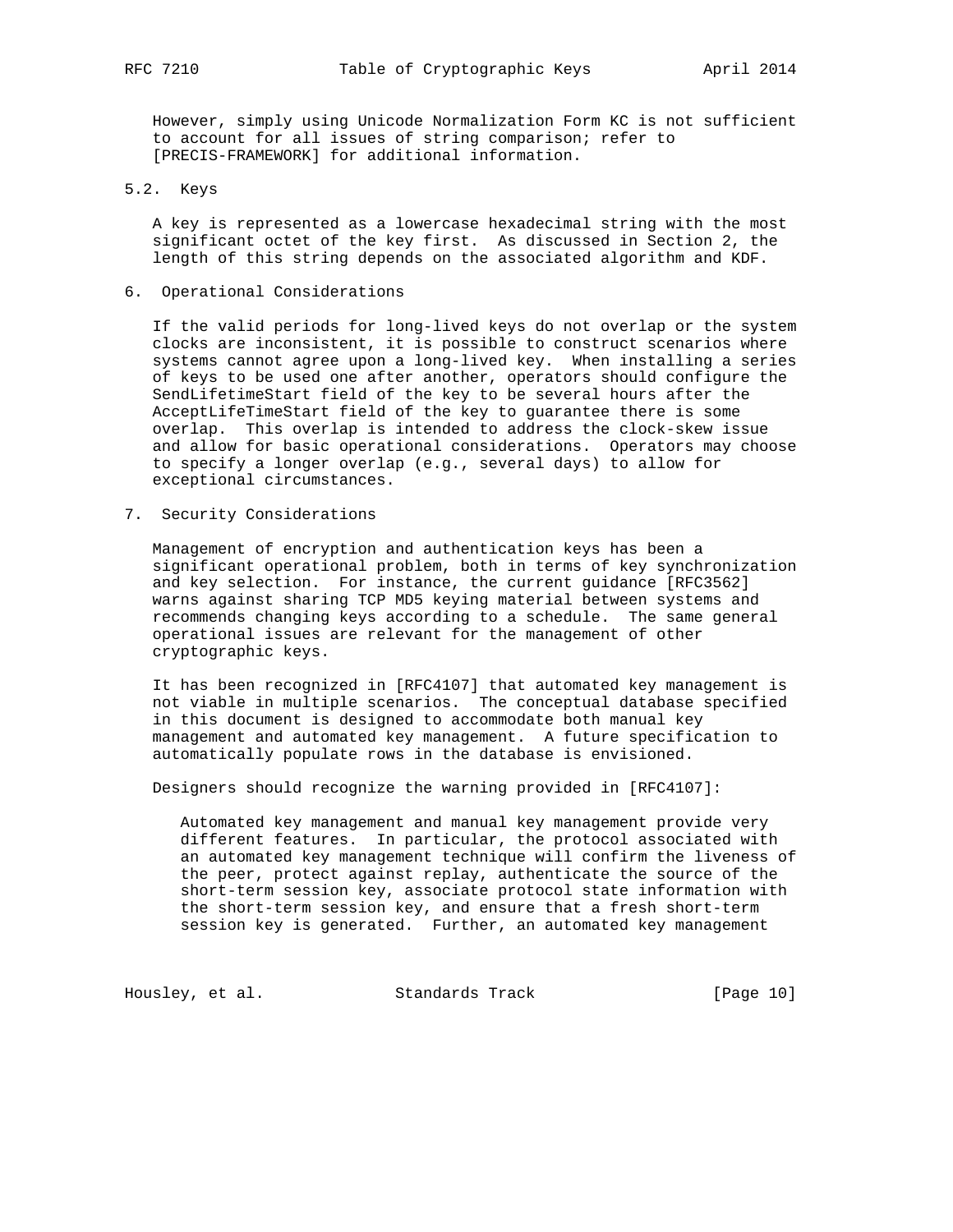However, simply using Unicode Normalization Form KC is not sufficient to account for all issues of string comparison; refer to [PRECIS-FRAMEWORK] for additional information.

### 5.2. Keys

A key is represented as a lowercase hexadecimal string with the most significant octet of the key first. As discussed in Section 2, the length of this string depends on the associated algorithm and KDF.

## 6. Operational Considerations

If the valid periods for long-lived keys do not overlap or the system clocks are inconsistent, it is possible to construct scenarios where systems cannot agree upon a long-lived key. When installing a series of keys to be used one after another, operators should configure the SendLifetimeStart field of the key to be several hours after the AcceptLifeTimeStart field of the key to guarantee there is some overlap. This overlap is intended to address the clock-skew issue and allow for basic operational considerations. Operators may choose to specify a longer overlap (e.g., several days) to allow for exceptional circumstances.

## 7. Security Considerations

Management of encryption and authentication keys has been a significant operational problem, both in terms of key synchronization and key selection. For instance, the current guidance [RFC3562] warns against sharing TCP MD5 keying material between systems and recommends changing keys according to a schedule. The same general operational issues are relevant for the management of other cryptographic keys.

It has been recognized in [RFC4107] that automated key management is not viable in multiple scenarios. The conceptual database specified in this document is designed to accommodate both manual key management and automated key management. A future specification to automatically populate rows in the database is envisioned.

Designers should recognize the warning provided in [RFC4107]:

> Automated key management and manual key management provide very different features. In particular, the protocol associated with an automated key management technique will confirm the liveness of the peer, protect against replay, authenticate the source of the short-term session key, associate protocol state information with the short-term session key, and ensure that a fresh short-term session key is generated. Further, an automated key management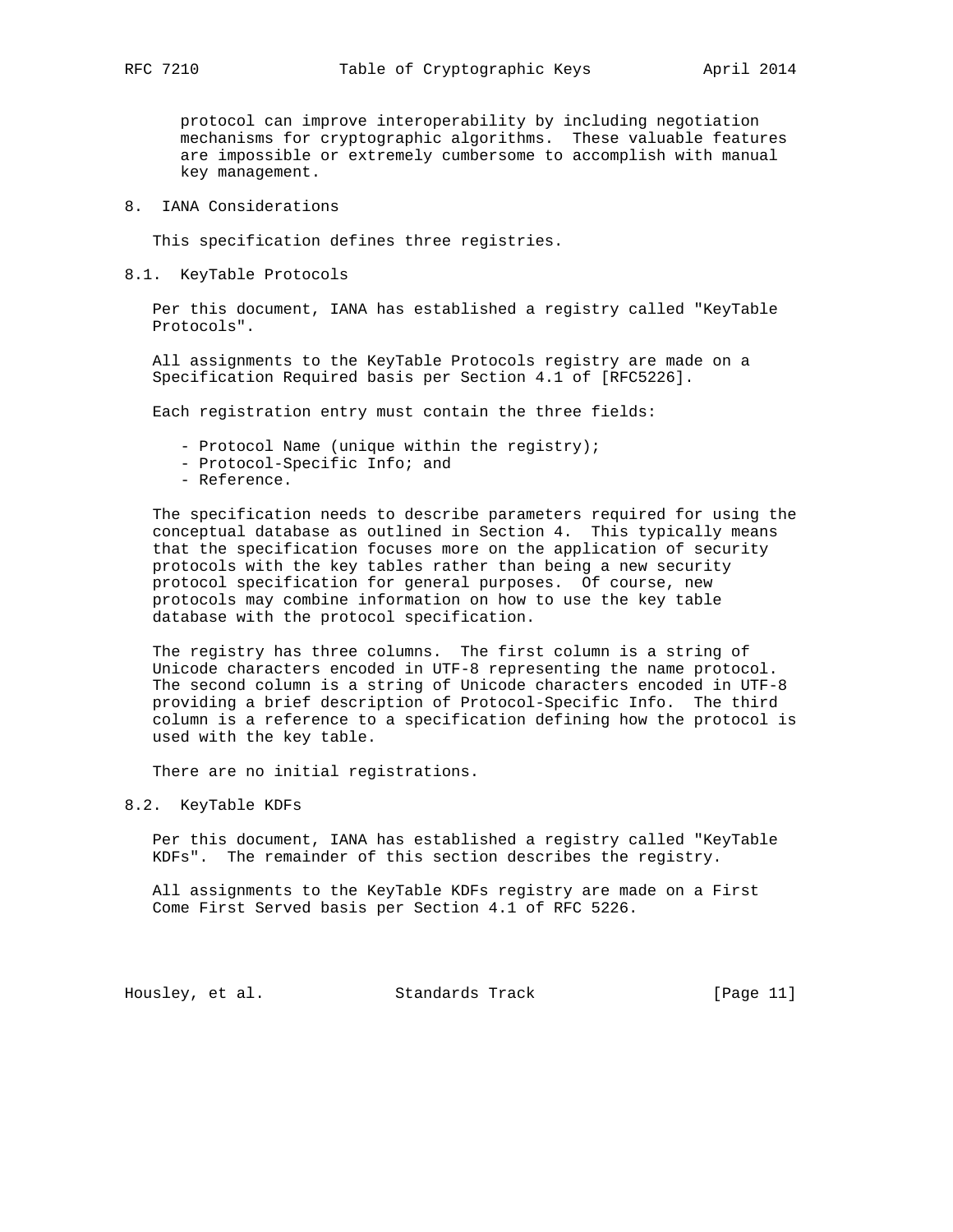protocol can improve interoperability by including negotiation mechanisms for cryptographic algorithms. These valuable features are impossible or extremely cumbersome to accomplish with manual key management.

## 8. IANA Considerations

This specification defines three registries.

### 8.1. KeyTable Protocols

Per this document, IANA has established a registry called "KeyTable Protocols".

All assignments to the KeyTable Protocols registry are made on a Specification Required basis per Section 4.1 of [RFC5226].

Each registration entry must contain the three fields:

- Protocol Name (unique within the registry);
- Protocol-Specific Info; and
- Reference.

The specification needs to describe parameters required for using the conceptual database as outlined in Section 4. This typically means that the specification focuses more on the application of security protocols with the key tables rather than being a new security protocol specification for general purposes. Of course, new protocols may combine information on how to use the key table database with the protocol specification.

The registry has three columns. The first column is a string of Unicode characters encoded in UTF-8 representing the name protocol. The second column is a string of Unicode characters encoded in UTF-8 providing a brief description of Protocol-Specific Info. The third column is a reference to a specification defining how the protocol is used with the key table.

There are no initial registrations.

### 8.2. KeyTable KDFs

Per this document, IANA has established a registry called "KeyTable KDFs". The remainder of this section describes the registry.

All assignments to the KeyTable KDFs registry are made on a First Come First Served basis per Section 4.1 of RFC 5226.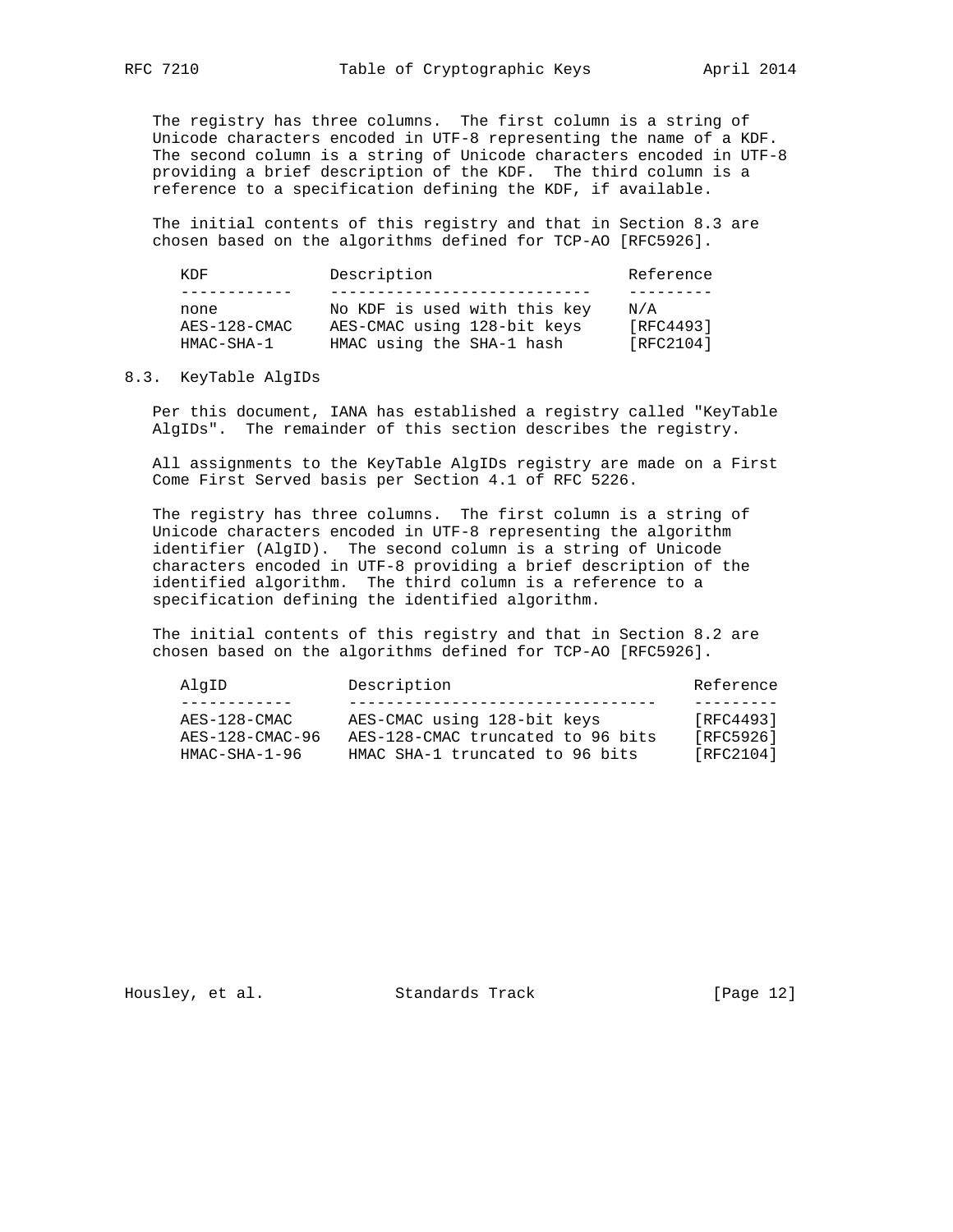The registry has three columns. The first column is a string of Unicode characters encoded in UTF-8 representing the name of a KDF. The second column is a string of Unicode characters encoded in UTF-8 providing a brief description of the KDF. The third column is a reference to a specification defining the KDF, if available.

The initial contents of this registry and that in Section 8.3 are chosen based on the algorithms defined for TCP-AO [RFC5926].

| KDF | Description | Reference |
| --- | --- | --- |
| none | No KDF is used with this key | N/A |
| AES-128-CMAC | AES-CMAC using 128-bit keys | [RFC4493] |
| HMAC-SHA-1 | HMAC using the SHA-1 hash | [RFC2104] |

### 8.3. KeyTable AlgIDs

Per this document, IANA has established a registry called "KeyTable AlgIDs". The remainder of this section describes the registry.

All assignments to the KeyTable AlgIDs registry are made on a First Come First Served basis per Section 4.1 of RFC 5226.

The registry has three columns. The first column is a string of Unicode characters encoded in UTF-8 representing the algorithm identifier (AlgID). The second column is a string of Unicode characters encoded in UTF-8 providing a brief description of the identified algorithm. The third column is a reference to a specification defining the identified algorithm.

The initial contents of this registry and that in Section 8.2 are chosen based on the algorithms defined for TCP-AO [RFC5926].

| AlgID | Description | Reference |
| --- | --- | --- |
| AES-128-CMAC | AES-CMAC using 128-bit keys | [RFC4493] |
| AES-128-CMAC-96 | AES-128-CMAC truncated to 96 bits | [RFC5926] |
| HMAC-SHA-1-96 | HMAC SHA-1 truncated to 96 bits | [RFC2104] |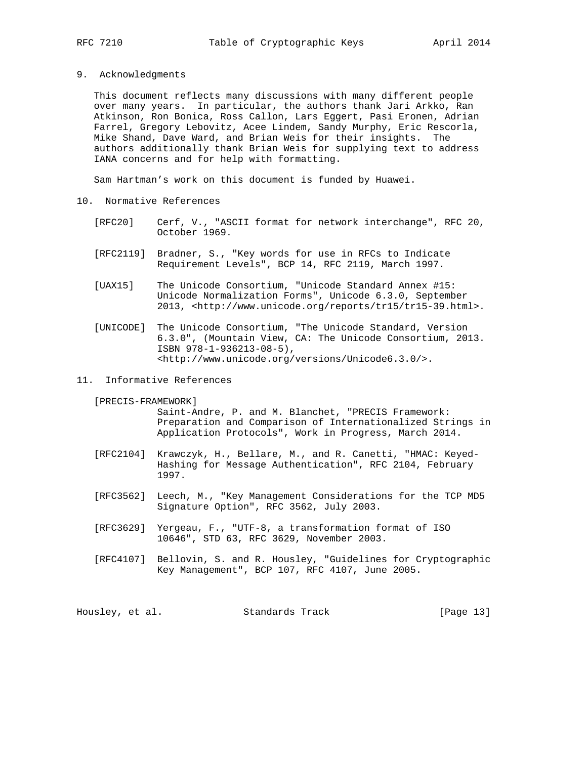## 9. Acknowledgments

This document reflects many discussions with many different people over many years. In particular, the authors thank Jari Arkko, Ran Atkinson, Ron Bonica, Ross Callon, Lars Eggert, Pasi Eronen, Adrian Farrel, Gregory Lebovitz, Acee Lindem, Sandy Murphy, Eric Rescorla, Mike Shand, Dave Ward, and Brian Weis for their insights. The authors additionally thank Brian Weis for supplying text to address IANA concerns and for help with formatting.

Sam Hartman's work on this document is funded by Huawei.

## 10. Normative References

[RFC20] Cerf, V., "ASCII format for network interchange", RFC 20, October 1969.

[RFC2119] Bradner, S., "Key words for use in RFCs to Indicate Requirement Levels", BCP 14, RFC 2119, March 1997.

[UAX15] The Unicode Consortium, "Unicode Standard Annex #15: Unicode Normalization Forms", Unicode 6.3.0, September 2013, <http://www.unicode.org/reports/tr15/tr15-39.html>.

[UNICODE] The Unicode Consortium, "The Unicode Standard, Version 6.3.0", (Mountain View, CA: The Unicode Consortium, 2013. ISBN 978-1-936213-08-5), <http://www.unicode.org/versions/Unicode6.3.0/>.

## 11. Informative References

[PRECIS-FRAMEWORK] Saint-Andre, P. and M. Blanchet, "PRECIS Framework: Preparation and Comparison of Internationalized Strings in Application Protocols", Work in Progress, March 2014.

[RFC2104] Krawczyk, H., Bellare, M., and R. Canetti, "HMAC: Keyed-Hashing for Message Authentication", RFC 2104, February 1997.

[RFC3562] Leech, M., "Key Management Considerations for the TCP MD5 Signature Option", RFC 3562, July 2003.

[RFC3629] Yergeau, F., "UTF-8, a transformation format of ISO 10646", STD 63, RFC 3629, November 2003.

[RFC4107] Bellovin, S. and R. Housley, "Guidelines for Cryptographic Key Management", BCP 107, RFC 4107, June 2005.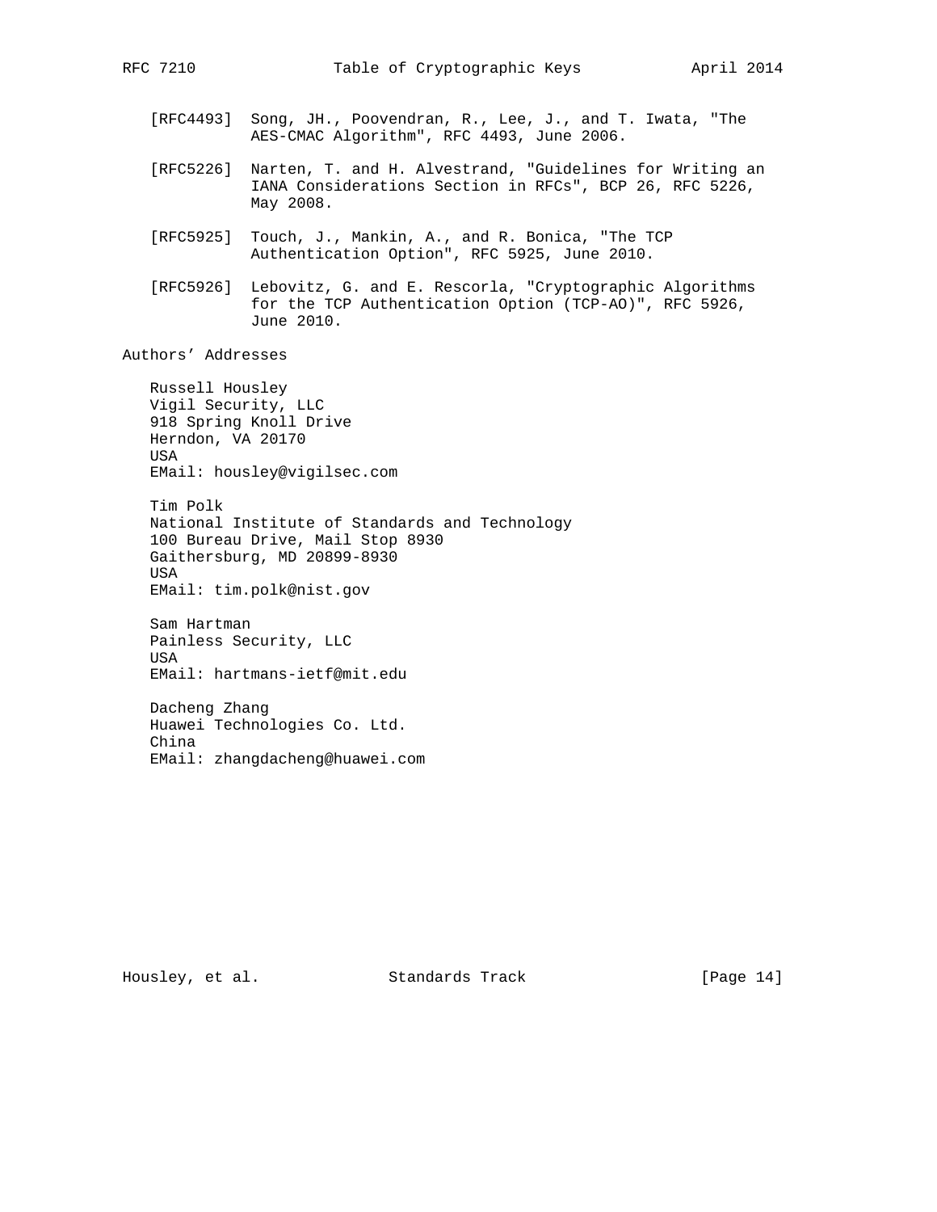[RFC4493] Song, JH., Poovendran, R., Lee, J., and T. Iwata, "The AES-CMAC Algorithm", RFC 4493, June 2006.

[RFC5226] Narten, T. and H. Alvestrand, "Guidelines for Writing an IANA Considerations Section in RFCs", BCP 26, RFC 5226, May 2008.

[RFC5925] Touch, J., Mankin, A., and R. Bonica, "The TCP Authentication Option", RFC 5925, June 2010.

[RFC5926] Lebovitz, G. and E. Rescorla, "Cryptographic Algorithms for the TCP Authentication Option (TCP-AO)", RFC 5926, June 2010.

## Authors' Addresses

Russell Housley
Vigil Security, LLC
918 Spring Knoll Drive
Herndon, VA 20170
USA
EMail: housley@vigilsec.com

Tim Polk
National Institute of Standards and Technology
100 Bureau Drive, Mail Stop 8930
Gaithersburg, MD 20899-8930
USA
EMail: tim.polk@nist.gov

Sam Hartman
Painless Security, LLC
USA
EMail: hartmans-ietf@mit.edu

Dacheng Zhang
Huawei Technologies Co. Ltd.
China
EMail: zhangdacheng@huawei.com